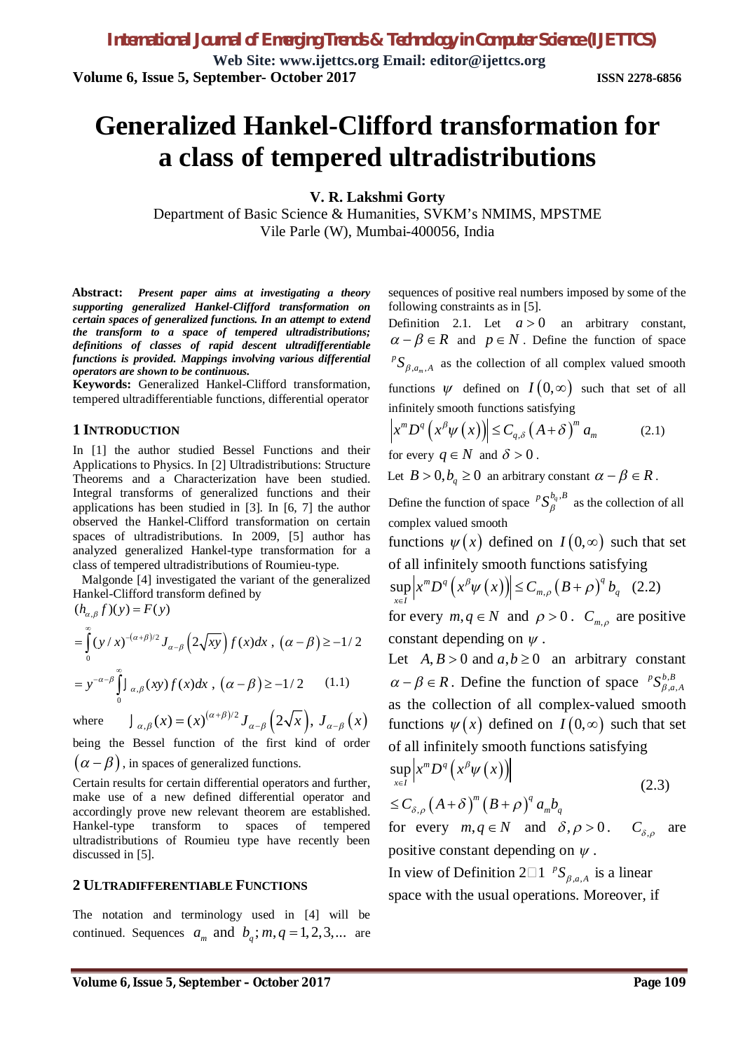# Generalized Hankel-Clifford transformation for a class of tempered ultradistributions

**V. R. Lakshmi Gorty**

Department of Basic Science & Humanities, SVKM's NMIMS, MPSTME
Vile Parle (W), Mumbai-400056, India

**Abstract:** ***Present paper aims at investigating a theory supporting generalized Hankel-Clifford transformation on certain spaces of generalized functions. In an attempt to extend the transform to a space of tempered ultradistributions; definitions of classes of rapid descent ultradifferentiable functions is provided. Mappings involving various differential operators are shown to be continuous.***

**Keywords:** Generalized Hankel-Clifford transformation, tempered ultradifferentiable functions, differential operator

## 1 INTRODUCTION

In [1] the author studied Bessel Functions and their Applications to Physics. In [2] Ultradistributions: Structure Theorems and a Characterization have been studied. Integral transforms of generalized functions and their applications has been studied in [3]. In [6, 7] the author observed the Hankel-Clifford transformation on certain spaces of ultradistributions. In 2009, [5] author has analyzed generalized Hankel-type transformation for a class of tempered ultradistributions of Roumieu-type.

Malgonde [4] investigated the variant of the generalized Hankel-Clifford transform defined by

$$(h_{\alpha,\beta} f)(y) = F(y)$$

$$= \int_0^\infty (y/x)^{-(\alpha+\beta)/2} J_{\alpha-\beta}\left(2\sqrt{xy}\right) f(x)dx\ ,\ (\alpha-\beta) \geq -1/2$$

$$= y^{-\alpha-\beta} \int_0^\infty \rfloor_{\alpha,\beta}(xy) f(x)dx\ ,\ (\alpha-\beta) \geq -1/2 \qquad (1.1)$$

where $\rfloor_{\alpha,\beta}(x) = (x)^{(\alpha+\beta)/2} J_{\alpha-\beta}\left(2\sqrt{x}\right),\ J_{\alpha-\beta}(x)$ being the Bessel function of the first kind of order $(\alpha-\beta)$, in spaces of generalized functions.

Certain results for certain differential operators and further, make use of a new defined differential operator and accordingly prove new relevant theorem are established. Hankel-type transform to spaces of tempered ultradistributions of Roumieu type have recently been discussed in [5].

## 2 ULTRADIFFERENTIABLE FUNCTIONS

The notation and terminology used in [4] will be continued. Sequences $a_m$ and $b_q; m,q = 1,2,3,...$ are sequences of positive real numbers imposed by some of the following constraints as in [5].

Definition 2.1. Let $a > 0$ an arbitrary constant, $\alpha - \beta \in R$ and $p \in N$. Define the function of space ${}^{p}S_{\beta,a_m,A}$ as the collection of all complex valued smooth functions $\psi$ defined on $I(0,\infty)$ such that set of all infinitely smooth functions satisfying

$$\left|x^m D^q\left(x^\beta \psi(x)\right)\right| \leq C_{q,\delta}\left(A+\delta\right)^m a_m \qquad (2.1)$$

for every $q \in N$ and $\delta > 0$.

Let $B > 0, b_q \geq 0$ an arbitrary constant $\alpha - \beta \in R$.

Define the function of space ${}^{p}S_{\beta}^{b_q,B}$ as the collection of all complex valued smooth functions $\psi(x)$ defined on $I(0,\infty)$ such that set of all infinitely smooth functions satisfying

$$\sup_{x\in I}\left|x^m D^q\left(x^\beta \psi(x)\right)\right| \leq C_{m,\rho}\left(B+\rho\right)^q b_q \quad (2.2)$$

for every $m,q \in N$ and $\rho > 0$. $C_{m,\rho}$ are positive constant depending on $\psi$.

Let $A, B > 0$ and $a, b \geq 0$ an arbitrary constant $\alpha - \beta \in R$. Define the function of space ${}^{p}S_{\beta,a,A}^{b,B}$ as the collection of all complex-valued smooth functions $\psi(x)$ defined on $I(0,\infty)$ such that set of all infinitely smooth functions satisfying

$$\sup_{x\in I}\left|x^m D^q\left(x^\beta \psi(x)\right)\right| \leq C_{\delta,\rho}\left(A+\delta\right)^m\left(B+\rho\right)^q a_m b_q \qquad (2.3)$$

for every $m,q \in N$ and $\delta,\rho > 0$. $C_{\delta,\rho}$ are positive constant depending on $\psi$.

In view of Definition 2□1 ${}^{p}S_{\beta,a,A}$ is a linear space with the usual operations. Moreover, if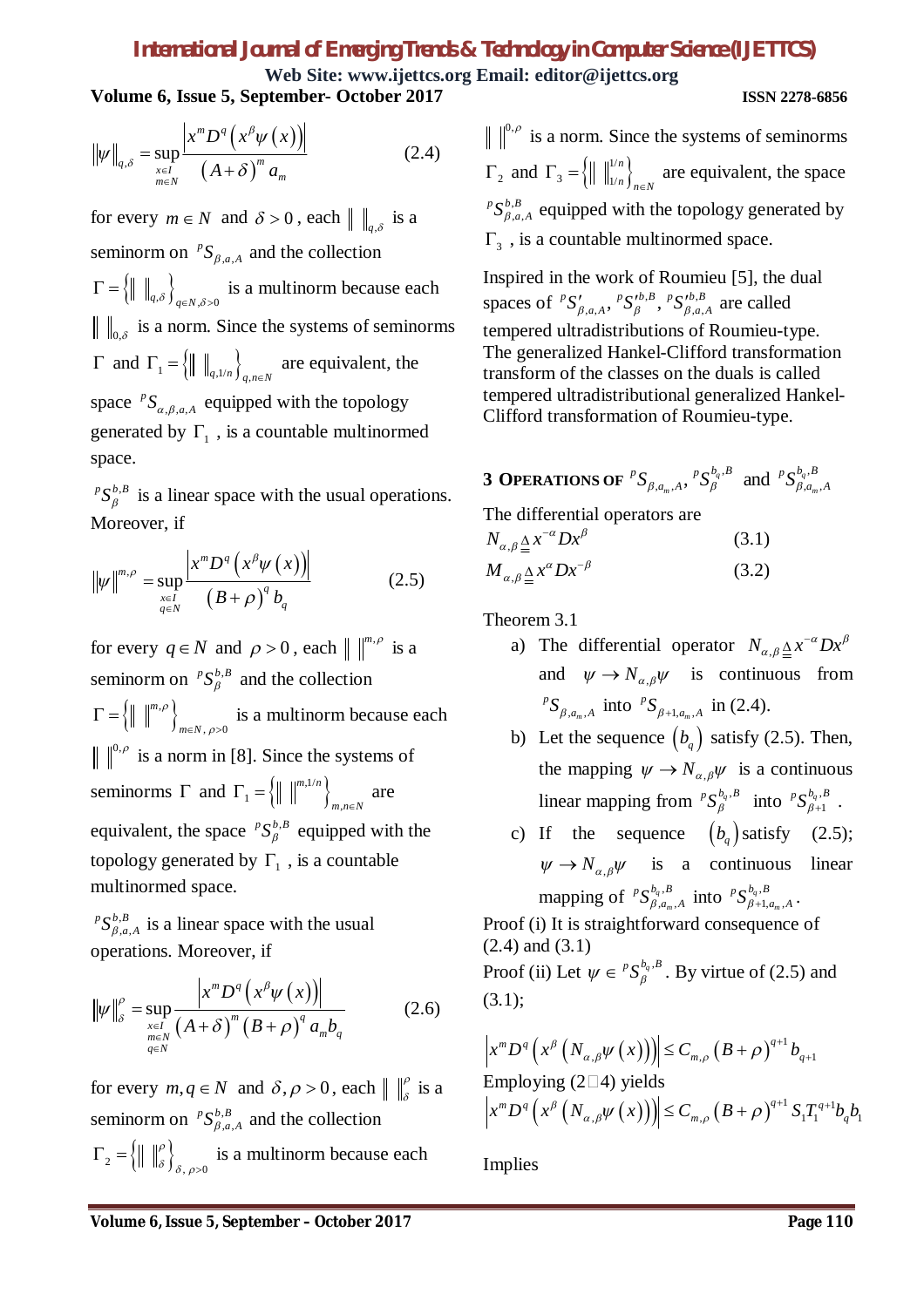$$\|\psi\|_{q,\delta} = \sup_{\substack{x\in I \\ m\in N}} \frac{\left|x^m D^q\left(x^\beta \psi(x)\right)\right|}{(A+\delta)^m a_m} \tag{2.4}$$

for every $m \in N$ and $\delta > 0$, each $\| \ \|_{q,\delta}$ is a seminorm on ${}^{P}S_{\beta,a,A}$ and the collection $\Gamma = \left\{\| \ \|_{q,\delta}\right\}_{q\in N,\delta>0}$ is a multinorm because each $\| \ \|_{0,\delta}$ is a norm. Since the systems of seminorms $\Gamma$ and $\Gamma_1 = \left\{\| \ \|_{q,1/n}\right\}_{q,n\in N}$ are equivalent, the space ${}^{P}S_{\alpha,\beta,a,A}$ equipped with the topology generated by $\Gamma_1$, is a countable multinormed space.

${}^{P}S_{\beta}^{b,B}$ is a linear space with the usual operations. Moreover, if

$$\|\psi\|^{m,\rho} = \sup_{\substack{x\in I \\ q\in N}} \frac{\left|x^m D^q\left(x^\beta \psi(x)\right)\right|}{(B+\rho)^q b_q} \tag{2.5}$$

for every $q \in N$ and $\rho > 0$, each $\| \ \|^{m,\rho}$ is a seminorm on ${}^{P}S_{\beta}^{b,B}$ and the collection $\Gamma = \left\{\| \ \|^{m,\rho}\right\}_{m\in N,\,\rho>0}$ is a multinorm because each $\| \ \|^{0,\rho}$ is a norm in [8]. Since the systems of seminorms $\Gamma$ and $\Gamma_1 = \left\{\| \ \|^{m,1/n}\right\}_{m,n\in N}$ are equivalent, the space ${}^{P}S_{\beta}^{b,B}$ equipped with the topology generated by $\Gamma_1$, is a countable multinormed space.

${}^{P}S_{\beta,a,A}^{b,B}$ is a linear space with the usual operations. Moreover, if

$$\|\psi\|_{\delta}^{\rho} = \sup_{\substack{x\in I \\ m\in N \\ q\in N}} \frac{\left|x^m D^q\left(x^\beta \psi(x)\right)\right|}{(A+\delta)^m (B+\rho)^q a_m b_q} \tag{2.6}$$

for every $m, q \in N$ and $\delta, \rho > 0$, each $\| \ \|_{\delta}^{\rho}$ is a seminorm on ${}^{P}S_{\beta,a,A}^{b,B}$ and the collection $\Gamma_2 = \left\{\| \ \|_{\delta}^{\rho}\right\}_{\delta,\,\rho>0}$ is a multinorm because each $\| \ \|^{0,\rho}$ is a norm. Since the systems of seminorms $\Gamma_2$ and $\Gamma_3 = \left\{\| \ \|_{1/n}^{1/n}\right\}_{n\in N}$ are equivalent, the space ${}^{P}S_{\beta,a,A}^{b,B}$ equipped with the topology generated by $\Gamma_3$, is a countable multinormed space.

Inspired in the work of Roumieu [5], the dual spaces of ${}^{P}S'_{\beta,a,A}$, ${}^{P}S'^{b,B}_{\beta}$, ${}^{P}S'^{b,B}_{\beta,a,A}$ are called tempered ultradistributions of Roumieu-type. The generalized Hankel-Clifford transformation transform of the classes on the duals is called tempered ultradistributional generalized Hankel-Clifford transformation of Roumieu-type.

## 3 Operations of ${}^{P}S_{\beta,a_m,A}$, ${}^{P}S_{\beta}^{b_q,B}$ and ${}^{P}S_{\beta,a_m,A}^{b_q,B}$

The differential operators are

$$N_{\alpha,\beta} \triangleq x^{-\alpha} D x^{\beta} \tag{3.1}$$

$$M_{\alpha,\beta} \triangleq x^{\alpha} D x^{-\beta} \tag{3.2}$$

Theorem 3.1

a) The differential operator $N_{\alpha,\beta} \triangleq x^{-\alpha} D x^{\beta}$ and $\psi \to N_{\alpha,\beta}\psi$ is continuous from ${}^{P}S_{\beta,a_m,A}$ into ${}^{P}S_{\beta+1,a_m,A}$ in (2.4).

b) Let the sequence $(b_q)$ satisfy (2.5). Then, the mapping $\psi \to N_{\alpha,\beta}\psi$ is a continuous linear mapping from ${}^{P}S_{\beta}^{b_q,B}$ into ${}^{P}S_{\beta+1}^{b_q,B}$.

c) If the sequence $(b_q)$ satisfy (2.5); $\psi \to N_{\alpha,\beta}\psi$ is a continuous linear mapping of ${}^{P}S_{\beta,a_m,A}^{b_q,B}$ into ${}^{P}S_{\beta+1,a_m,A}^{b_q,B}$.

Proof (i) It is straightforward consequence of (2.4) and (3.1)

Proof (ii) Let $\psi \in {}^{P}S_{\beta}^{b_q,B}$. By virtue of (2.5) and (3.1);

$$\left|x^m D^q\left(x^\beta\left(N_{\alpha,\beta}\psi(x)\right)\right)\right| \le C_{m,\rho}(B+\rho)^{q+1} b_{q+1}$$

Employing (2□4) yields

$$\left|x^m D^q\left(x^\beta\left(N_{\alpha,\beta}\psi(x)\right)\right)\right| \le C_{m,\rho}(B+\rho)^{q+1} S_1 T_1^{q+1} b_q b_1$$

Implies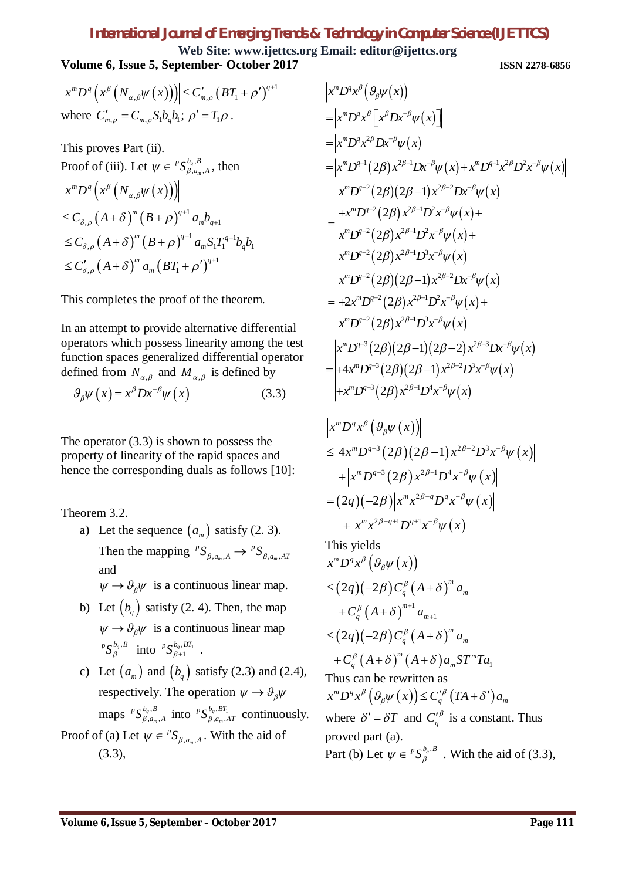$$\left| x^m D^q \left( x^\beta \left( N_{\alpha,\beta} \psi(x) \right) \right) \right| \le C'_{m,\rho} \left( BT_1 + \rho' \right)^{q+1}$$

where $C'_{m,\rho} = C_{m,\rho} S_1 b_q b_1$; $\rho' = T_1 \rho$.

This proves Part (ii).

Proof of (iii). Let $\psi \in {}^p S^{b_q, B}_{\beta, a_m, A}$, then

$$\left| x^m D^q \left( x^\beta \left( N_{\alpha,\beta} \psi(x) \right) \right) \right|$$
$$\le C_{\delta,\rho} (A+\delta)^m (B+\rho)^{q+1} a_m b_{q+1}$$
$$\le C_{\delta,\rho} (A+\delta)^m (B+\rho)^{q+1} a_m S_1 T_1^{q+1} b_q b_1$$
$$\le C'_{\delta,\rho} (A+\delta)^m a_m \left( BT_1 + \rho' \right)^{q+1}$$

This completes the proof of the theorem.

In an attempt to provide alternative differential operators which possess linearity among the test function spaces generalized differential operator defined from $N_{\alpha,\beta}$ and $M_{\alpha,\beta}$ is defined by

$$\vartheta_\beta \psi(x) = x^\beta D x^{-\beta} \psi(x) \qquad (3.3)$$

The operator (3.3) is shown to possess the property of linearity of the rapid spaces and hence the corresponding duals as follows [10]:

Theorem 3.2.

a) Let the sequence $(a_m)$ satisfy (2. 3). Then the mapping ${}^p S_{\beta, a_m, A} \to {}^p S_{\beta, a_m, AT}$ and $\psi \to \vartheta_\beta \psi$ is a continuous linear map.

b) Let $(b_q)$ satisfy (2. 4). Then, the map $\psi \to \vartheta_\beta \psi$ is a continuous linear map ${}^p S^{b_q, B}_{\beta}$ into ${}^p S^{b_q, BT_1}_{\beta+1}$.

c) Let $(a_m)$ and $(b_q)$ satisfy (2.3) and (2.4), respectively. The operation $\psi \to \vartheta_\beta \psi$ maps ${}^p S^{b_q, B}_{\beta, a_m, A}$ into ${}^p S^{b_q, BT_1}_{\beta, a_m, AT}$ continuously.

Proof of (a) Let $\psi \in {}^p S_{\beta, a_m, A}$. With the aid of (3.3),

$$\left| x^m D^q x^\beta \left( \vartheta_\beta \psi(x) \right) \right|$$
$$= \left| x^m D^q x^\beta \left[ x^\beta D x^{-\beta} \psi(x) \right] \right|$$
$$= \left| x^m D^q x^{2\beta} D x^{-\beta} \psi(x) \right|$$
$$= \left| x^m D^{q-1} (2\beta) x^{2\beta-1} D x^{-\beta} \psi(x) + x^m D^{q-1} x^{2\beta} D^2 x^{-\beta} \psi(x) \right|$$

$$= \left| \begin{array}{l} x^m D^{q-2} (2\beta)(2\beta-1) x^{2\beta-2} D x^{-\beta} \psi(x) \\ + x^m D^{q-2} (2\beta) x^{2\beta-1} D^2 x^{-\beta} \psi(x) + \\ x^m D^{q-2} (2\beta) x^{2\beta-1} D^2 x^{-\beta} \psi(x) + \\ x^m D^{q-2} (2\beta) x^{2\beta-1} D^3 x^{-\beta} \psi(x) \end{array} \right|$$

$$= \left| \begin{array}{l} x^m D^{q-2} (2\beta)(2\beta-1) x^{2\beta-2} D x^{-\beta} \psi(x) \\ + 2x^m D^{q-2} (2\beta) x^{2\beta-1} D^2 x^{-\beta} \psi(x) + \\ x^m D^{q-2} (2\beta) x^{2\beta-1} D^3 x^{-\beta} \psi(x) \end{array} \right|$$

$$= \left| \begin{array}{l} x^m D^{q-3} (2\beta)(2\beta-1)(2\beta-2) x^{2\beta-3} D x^{-\beta} \psi(x) \\ + 4x^m D^{q-3} (2\beta)(2\beta-1) x^{2\beta-2} D^3 x^{-\beta} \psi(x) \\ + x^m D^{q-3} (2\beta) x^{2\beta-1} D^4 x^{-\beta} \psi(x) \end{array} \right|$$

$$\left| x^m D^q x^\beta \left( \vartheta_\beta \psi(x) \right) \right|$$
$$\le \left| 4x^m D^{q-3} (2\beta)(2\beta-1) x^{2\beta-2} D^3 x^{-\beta} \psi(x) \right|$$
$$+ \left| x^m D^{q-3} (2\beta) x^{2\beta-1} D^4 x^{-\beta} \psi(x) \right|$$
$$= (2q)(-2\beta) \left| x^m x^{2\beta-q} D^q x^{-\beta} \psi(x) \right|$$
$$+ \left| x^m x^{2\beta-q+1} D^{q+1} x^{-\beta} \psi(x) \right|$$

This yields

$$x^m D^q x^\beta \left( \vartheta_\beta \psi(x) \right)$$
$$\le (2q)(-2\beta) C_q^\beta (A+\delta)^m a_m$$
$$+ C_q^\beta (A+\delta)^{m+1} a_{m+1}$$
$$\le (2q)(-2\beta) C_q^\beta (A+\delta)^m a_m$$
$$+ C_q^\beta (A+\delta)^m (A+\delta) a_m S T^m T a_1$$

Thus can be rewritten as

$$x^m D^q x^\beta \left( \vartheta_\beta \psi(x) \right) \le C_q'^\beta (TA + \delta') a_m$$

where $\delta' = \delta T$ and $C_q'^\beta$ is a constant. Thus proved part (a).

Part (b) Let $\psi \in {}^p S^{b_q, B}_{\beta}$. With the aid of (3.3),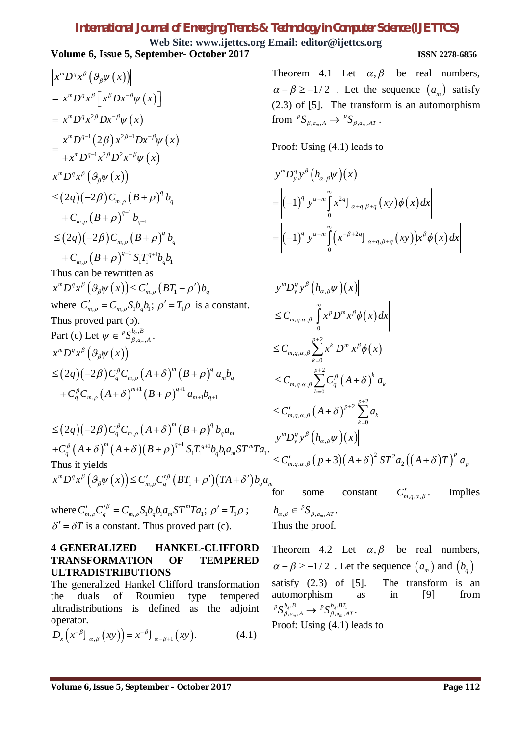$$
\begin{aligned}
&\left|x^m D^q x^\beta \left(\vartheta_\beta \psi(x)\right)\right| \\
&= \left|x^m D^q x^\beta \left[x^\beta D x^{-\beta}\psi(x)\right]\right| \\
&= \left|x^m D^q x^{2\beta} D x^{-\beta}\psi(x)\right| \\
&= \left|\begin{matrix} x^m D^{q-1}(2\beta) x^{2\beta-1} D x^{-\beta}\psi(x) \\ + x^m D^{q-1} x^{2\beta} D^2 x^{-\beta}\psi(x)\end{matrix}\right|
\end{aligned}
$$

$$
\begin{aligned}
&x^m D^q x^\beta \left(\vartheta_\beta \psi(x)\right) \\
&\le (2q)(-2\beta) C_{m,\rho}(B+\rho)^q b_q \\
&\quad + C_{m,\rho}(B+\rho)^{q+1} b_{q+1} \\
&\le (2q)(-2\beta) C_{m,\rho}(B+\rho)^q b_q \\
&\quad + C_{m,\rho}(B+\rho)^{q+1} S_1 T_1^{q+1} b_q b_1
\end{aligned}
$$

Thus can be rewritten as

$$x^m D^q x^\beta \left(\vartheta_\beta \psi(x)\right) \le C'_{m,\rho}\left(BT_1+\rho'\right) b_q$$

where $C'_{m,\rho} = C_{m,\rho} S_1 b_q b_1$; $\rho' = T_1\rho$ is a constant.

Thus proved part (b).

Part (c) Let $\psi \in {}^{p}S_{\beta,a_m,A}^{b_q,B}$.

$$
\begin{aligned}
&x^m D^q x^\beta \left(\vartheta_\beta \psi(x)\right) \\
&\le (2q)(-2\beta) C_q^\beta C_{m,\rho}(A+\delta)^m (B+\rho)^q a_m b_q \\
&\quad + C_q^\beta C_{m,\rho}(A+\delta)^{m+1}(B+\rho)^{q+1} a_{m+1} b_{q+1}
\end{aligned}
$$

$$
\begin{aligned}
&\le (2q)(-2\beta) C_q^\beta C_{m,\rho}(A+\delta)^m (B+\rho)^q b_q a_m \\
&+ C_q^\beta (A+\delta)^m (A+\delta)(B+\rho)^{q+1} S_1 T_1^{q+1} b_q b_1 a_m S T^m T a_1.
\end{aligned}
$$

Thus it yields

$$x^m D^q x^\beta \left(\vartheta_\beta \psi(x)\right) \le C'_{m,\rho} C_q'^{\beta}\left(BT_1+\rho'\right)\left(TA+\delta'\right) b_q a_m$$

where $C'_{m,\rho} C_q'^{\beta} = C_{m,\rho} S_1 b_q b_1 a_m S T^m T a_1$; $\rho' = T_1\rho$; $\delta' = \delta T$ is a constant. Thus proved part (c).

## 4 GENERALIZED HANKEL-CLIFFORD TRANSFORMATION OF TEMPERED ULTRADISTRIBUTIONS

The generalized Hankel Clifford transformation the duals of Roumieu type tempered ultradistributions is defined as the adjoint operator.

$$D_x\left(x^{-\beta} J_{\alpha,\beta}(xy)\right) = x^{-\beta} J_{\alpha-\beta+1}(xy). \qquad (4.1)$$

Theorem 4.1 Let $\alpha, \beta$ be real numbers, $\alpha - \beta \ge -1/2$. Let the sequence $(a_m)$ satisfy (2.3) of [5]. The transform is an automorphism from ${}^{p}S_{\beta,a_m,A} \to {}^{p}S_{\beta,a_m,AT}$.

Proof: Using (4.1) leads to

$$
\begin{aligned}
&\left|y^m D_y^q y^\beta \left(h_{\alpha,\beta}\psi\right)(x)\right| \\
&= \left|(-1)^q y^{\alpha+m}\int_0^\infty x^{2q} J_{\alpha+q,\beta+q}(xy)\phi(x)\,dx\right| \\
&= \left|(-1)^q y^{\alpha+m}\int_0^\infty \left(x^{-\beta+2q} J_{\alpha+q,\beta+q}(xy)\right) x^\beta \phi(x)\,dx\right|
\end{aligned}
$$

$$
\begin{aligned}
&\left|y^m D_y^q y^\beta \left(h_{\alpha,\beta}\psi\right)(x)\right| \\
&\le C_{m,q,\alpha,\beta}\left|\int_0^\infty x^p D^m x^\beta \phi(x)\,dx\right| \\
&\le C_{m,q,\alpha,\beta}\sum_{k=0}^{p+2} x^k D^m x^\beta \phi(x) \\
&\le C_{m,q,\alpha,\beta}\sum_{k=0}^{p+2} C_q^\beta (A+\delta)^k a_k \\
&\le C'_{m,q,\alpha,\beta}(A+\delta)^{p+2}\sum_{k=0}^{p+2} a_k
\end{aligned}
$$

$$
\begin{aligned}
&\left|y^m D_y^q y^\beta \left(h_{\alpha,\beta}\psi\right)(x)\right| \\
&\le C'_{m,q,\alpha,\beta}(p+3)(A+\delta)^2 S T^2 a_2 \left((A+\delta)T\right)^p a_p
\end{aligned}
$$

for some constant $C'_{m,q,\alpha,\beta}$. Implies $h_{\alpha,\beta} \in {}^{p}S_{\beta,a_m,AT}$.

Thus the proof.

Theorem 4.2 Let $\alpha, \beta$ be real numbers, $\alpha - \beta \ge -1/2$. Let the sequence $(a_m)$ and $(b_q)$ satisfy (2.3) of [5]. The transform is an automorphism as in [9] from ${}^{p}S_{\beta,a_m,A}^{b_q,B} \to {}^{p}S_{\beta,a_m,AT}^{b_q,BT_1}$.

Proof: Using (4.1) leads to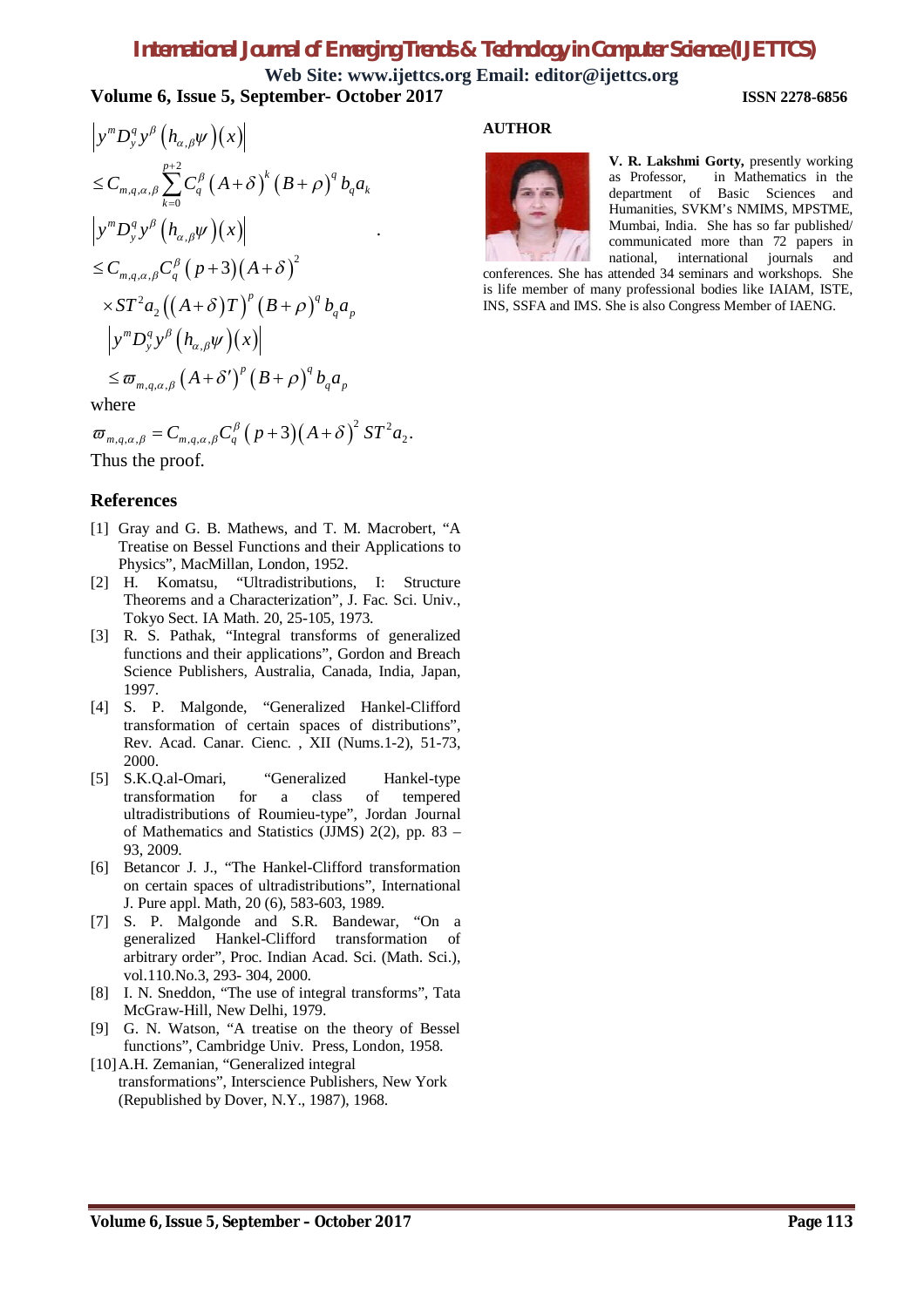$$\left| y^m D_y^q y^\beta \left( h_{\alpha,\beta}\psi \right)(x) \right|$$
$$\leq C_{m,q,\alpha,\beta} \sum_{k=0}^{p+2} C_q^\beta \left( A+\delta \right)^k \left( B+\rho \right)^q b_q a_k$$
$$\left| y^m D_y^q y^\beta \left( h_{\alpha,\beta}\psi \right)(x) \right| \quad .$$
$$\leq C_{m,q,\alpha,\beta} C_q^\beta \left( p+3 \right) \left( A+\delta \right)^2$$
$$\times ST^2 a_2 \left( \left( A+\delta \right) T \right)^p \left( B+\rho \right)^q b_q a_p$$
$$\left| y^m D_y^q y^\beta \left( h_{\alpha,\beta}\psi \right)(x) \right|$$
$$\leq \varpi_{m,q,\alpha,\beta} \left( A+\delta' \right)^p \left( B+\rho \right)^q b_q a_p$$

where

$$\varpi_{m,q,\alpha,\beta} = C_{m,q,\alpha,\beta} C_q^\beta \left( p+3 \right) \left( A+\delta \right)^2 ST^2 a_2 .$$

Thus the proof.

## References

[1] Gray and G. B. Mathews, and T. M. Macrobert, "A Treatise on Bessel Functions and their Applications to Physics", MacMillan, London, 1952.

[2] H. Komatsu, "Ultradistributions, I: Structure Theorems and a Characterization", J. Fac. Sci. Univ., Tokyo Sect. IA Math. 20, 25-105, 1973.

[3] R. S. Pathak, "Integral transforms of generalized functions and their applications", Gordon and Breach Science Publishers, Australia, Canada, India, Japan, 1997.

[4] S. P. Malgonde, "Generalized Hankel-Clifford transformation of certain spaces of distributions", Rev. Acad. Canar. Cienc. , XII (Nums.1-2), 51-73, 2000.

[5] S.K.Q.al-Omari, "Generalized Hankel-type transformation for a class of tempered ultradistributions of Roumieu-type", Jordan Journal of Mathematics and Statistics (JJMS) 2(2), pp. 83 – 93, 2009.

[6] Betancor J. J., "The Hankel-Clifford transformation on certain spaces of ultradistributions", International J. Pure appl. Math, 20 (6), 583-603, 1989.

[7] S. P. Malgonde and S.R. Bandewar, "On a generalized Hankel-Clifford transformation of arbitrary order", Proc. Indian Acad. Sci. (Math. Sci.), vol.110.No.3, 293- 304, 2000.

[8] I. N. Sneddon, "The use of integral transforms", Tata McGraw-Hill, New Delhi, 1979.

[9] G. N. Watson, "A treatise on the theory of Bessel functions", Cambridge Univ. Press, London, 1958.

[10] A.H. Zemanian, "Generalized integral transformations", Interscience Publishers, New York (Republished by Dover, N.Y., 1987), 1968.

## AUTHOR

**V. R. Lakshmi Gorty,** presently working as Professor, in Mathematics in the department of Basic Sciences and Humanities, SVKM's NMIMS, MPSTME, Mumbai, India. She has so far published/ communicated more than 72 papers in national, international journals and conferences. She has attended 34 seminars and workshops. She is life member of many professional bodies like IAIAM, ISTE, INS, SSFA and IMS. She is also Congress Member of IAENG.